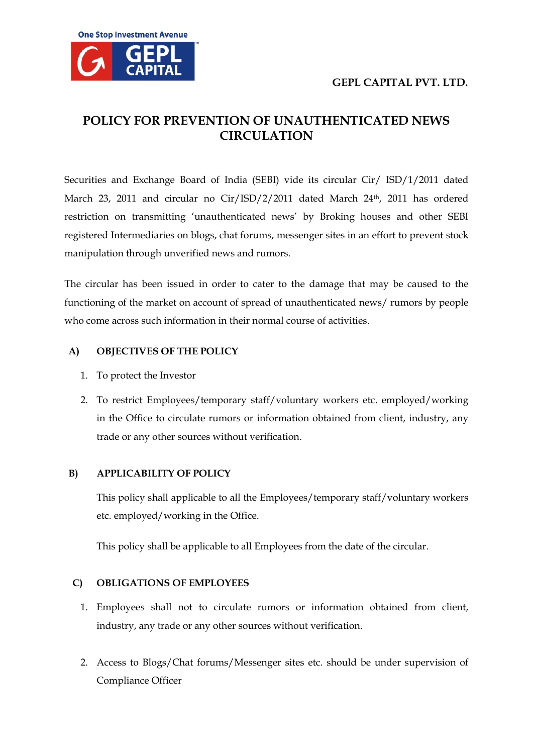GEPL CAPITAL PVT. LTD.

# POLICY FOR PREVENTION OF UNAUTHENTICATED NEWS CIRCULATION

Securities and Exchange Board of India (SEBI) vide its circular Cir/ ISD/1/2011 dated March 23, 2011 and circular no Cir/ISD/2/2011 dated March 24th, 2011 has ordered restriction on transmitting 'unauthenticated news' by Broking houses and other SEBI registered Intermediaries on blogs, chat forums, messenger sites in an effort to prevent stock manipulation through unverified news and rumors.

The circular has been issued in order to cater to the damage that may be caused to the functioning of the market on account of spread of unauthenticated news/ rumors by people who come across such information in their normal course of activities.

## A) OBJECTIVES OF THE POLICY

1. To protect the Investor
2. To restrict Employees/temporary staff/voluntary workers etc. employed/working in the Office to circulate rumors or information obtained from client, industry, any trade or any other sources without verification.

## B) APPLICABILITY OF POLICY

This policy shall applicable to all the Employees/temporary staff/voluntary workers etc. employed/working in the Office.

This policy shall be applicable to all Employees from the date of the circular.

## C) OBLIGATIONS OF EMPLOYEES

1. Employees shall not to circulate rumors or information obtained from client, industry, any trade or any other sources without verification.
2. Access to Blogs/Chat forums/Messenger sites etc. should be under supervision of Compliance Officer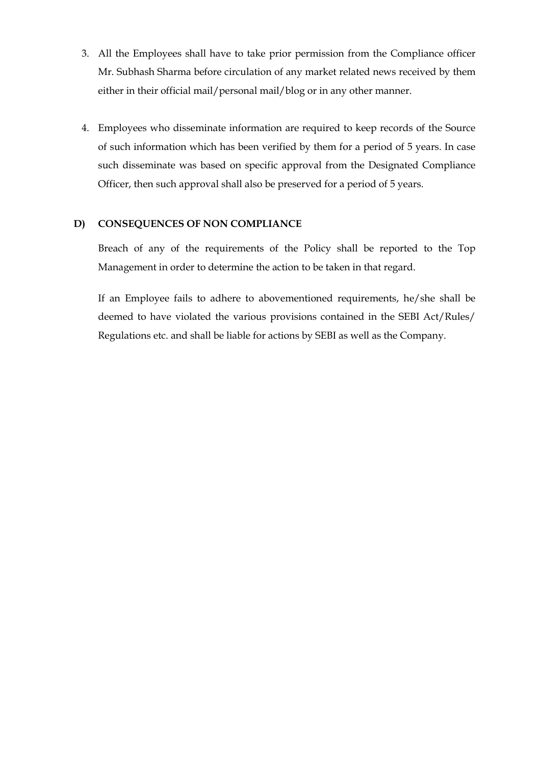3. All the Employees shall have to take prior permission from the Compliance officer Mr. Subhash Sharma before circulation of any market related news received by them either in their official mail/personal mail/blog or in any other manner.

4. Employees who disseminate information are required to keep records of the Source of such information which has been verified by them for a period of 5 years. In case such disseminate was based on specific approval from the Designated Compliance Officer, then such approval shall also be preserved for a period of 5 years.

**D) CONSEQUENCES OF NON COMPLIANCE**

Breach of any of the requirements of the Policy shall be reported to the Top Management in order to determine the action to be taken in that regard.

If an Employee fails to adhere to abovementioned requirements, he/she shall be deemed to have violated the various provisions contained in the SEBI Act/Rules/ Regulations etc. and shall be liable for actions by SEBI as well as the Company.